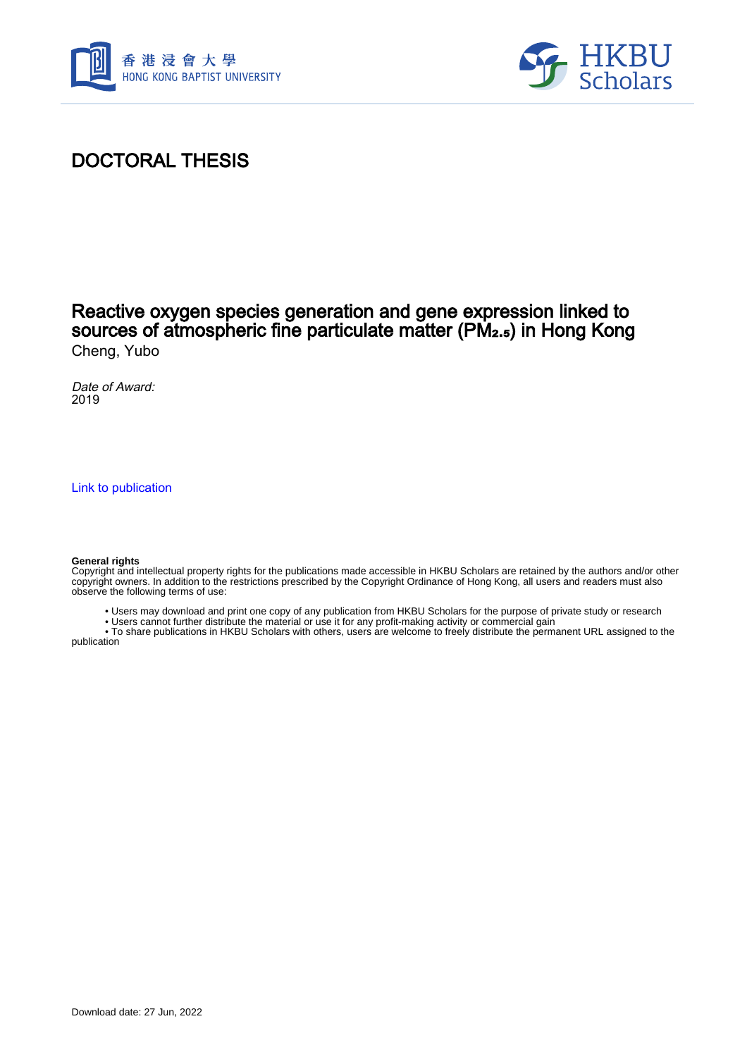# DOCTORAL THESIS

## Reactive oxygen species generation and gene expression linked to sources of atmospheric fine particulate matter ($PM_{2.5}$) in Hong Kong

Cheng, Yubo

*Date of Award:*
2019

Link to publication

**General rights**
Copyright and intellectual property rights for the publications made accessible in HKBU Scholars are retained by the authors and/or other copyright owners. In addition to the restrictions prescribed by the Copyright Ordinance of Hong Kong, all users and readers must also observe the following terms of use:

- Users may download and print one copy of any publication from HKBU Scholars for the purpose of private study or research
- Users cannot further distribute the material or use it for any profit-making activity or commercial gain
- To share publications in HKBU Scholars with others, users are welcome to freely distribute the permanent URL assigned to the publication

Download date: 27 Jun, 2022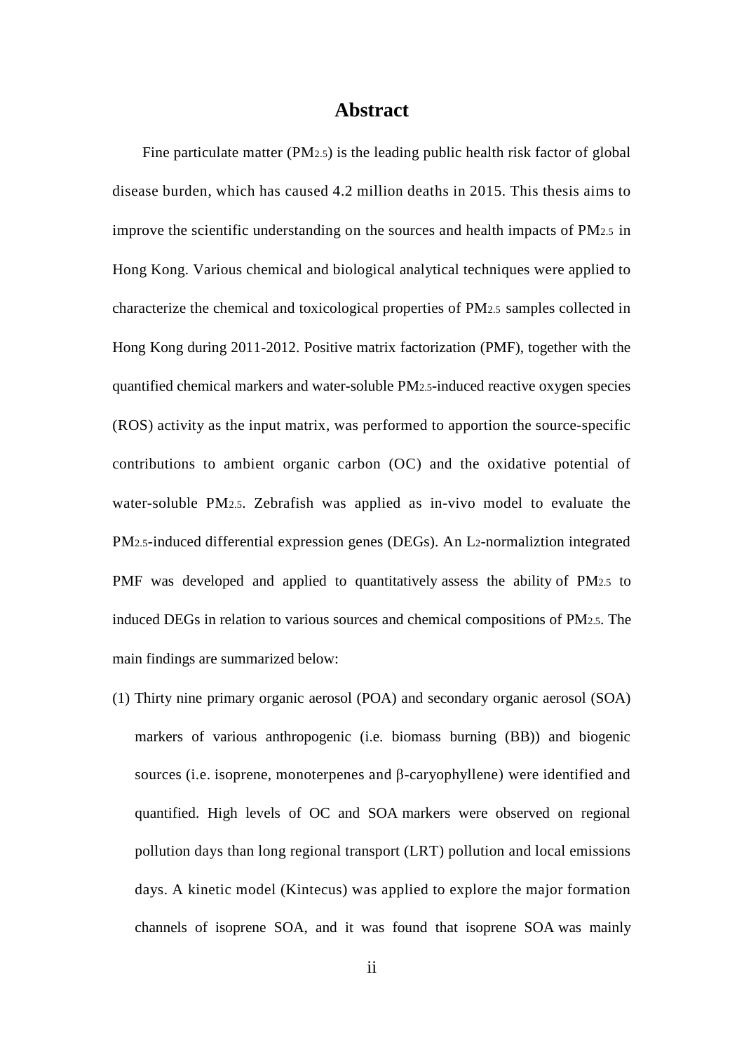# Abstract

Fine particulate matter ($PM_{2.5}$) is the leading public health risk factor of global disease burden, which has caused 4.2 million deaths in 2015. This thesis aims to improve the scientific understanding on the sources and health impacts of $PM_{2.5}$ in Hong Kong. Various chemical and biological analytical techniques were applied to characterize the chemical and toxicological properties of $PM_{2.5}$ samples collected in Hong Kong during 2011-2012. Positive matrix factorization (PMF), together with the quantified chemical markers and water-soluble $PM_{2.5}$-induced reactive oxygen species (ROS) activity as the input matrix, was performed to apportion the source-specific contributions to ambient organic carbon (OC) and the oxidative potential of water-soluble $PM_{2.5}$. Zebrafish was applied as in-vivo model to evaluate the $PM_{2.5}$-induced differential expression genes (DEGs). An $L_2$-normaliztion integrated PMF was developed and applied to quantitatively assess the ability of $PM_{2.5}$ to induced DEGs in relation to various sources and chemical compositions of $PM_{2.5}$. The main findings are summarized below:

(1) Thirty nine primary organic aerosol (POA) and secondary organic aerosol (SOA) markers of various anthropogenic (i.e. biomass burning (BB)) and biogenic sources (i.e. isoprene, monoterpenes and β-caryophyllene) were identified and quantified. High levels of OC and SOA markers were observed on regional pollution days than long regional transport (LRT) pollution and local emissions days. A kinetic model (Kintecus) was applied to explore the major formation channels of isoprene SOA, and it was found that isoprene SOA was mainly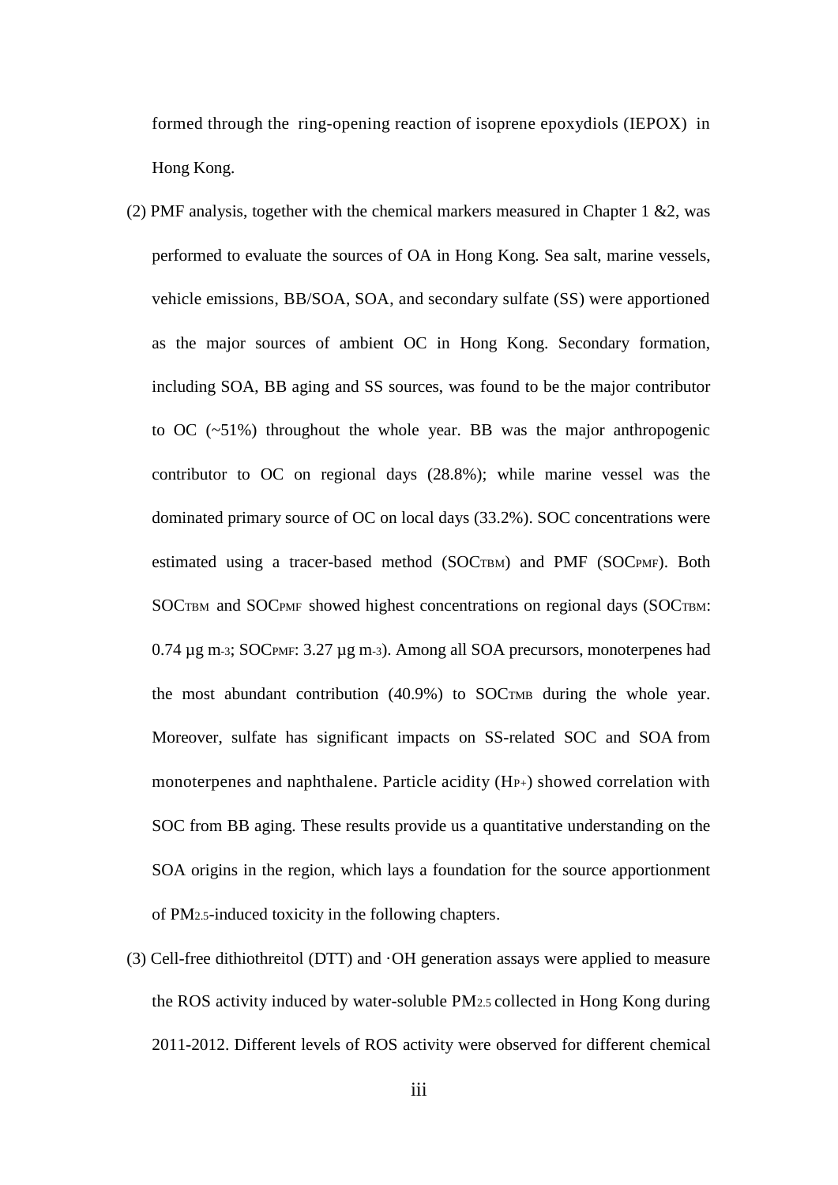formed through the ring-opening reaction of isoprene epoxydiols (IEPOX) in Hong Kong.

(2) PMF analysis, together with the chemical markers measured in Chapter 1 &2, was performed to evaluate the sources of OA in Hong Kong. Sea salt, marine vessels, vehicle emissions, BB/SOA, SOA, and secondary sulfate (SS) were apportioned as the major sources of ambient OC in Hong Kong. Secondary formation, including SOA, BB aging and SS sources, was found to be the major contributor to OC (~51%) throughout the whole year. BB was the major anthropogenic contributor to OC on regional days (28.8%); while marine vessel was the dominated primary source of OC on local days (33.2%). SOC concentrations were estimated using a tracer-based method ($SOC_{TBM}$) and PMF ($SOC_{PMF}$). Both $SOC_{TBM}$ and $SOC_{PMF}$ showed highest concentrations on regional days ($SOC_{TBM}$: 0.74 µg $m^{-3}$; $SOC_{PMF}$: 3.27 µg $m^{-3}$). Among all SOA precursors, monoterpenes had the most abundant contribution (40.9%) to $SOC_{TMB}$ during the whole year. Moreover, sulfate has significant impacts on SS-related SOC and SOA from monoterpenes and naphthalene. Particle acidity ($H_{P+}$) showed correlation with SOC from BB aging. These results provide us a quantitative understanding on the SOA origins in the region, which lays a foundation for the source apportionment of $PM_{2.5}$-induced toxicity in the following chapters.

(3) Cell-free dithiothreitol (DTT) and ·OH generation assays were applied to measure the ROS activity induced by water-soluble $PM_{2.5}$ collected in Hong Kong during 2011-2012. Different levels of ROS activity were observed for different chemical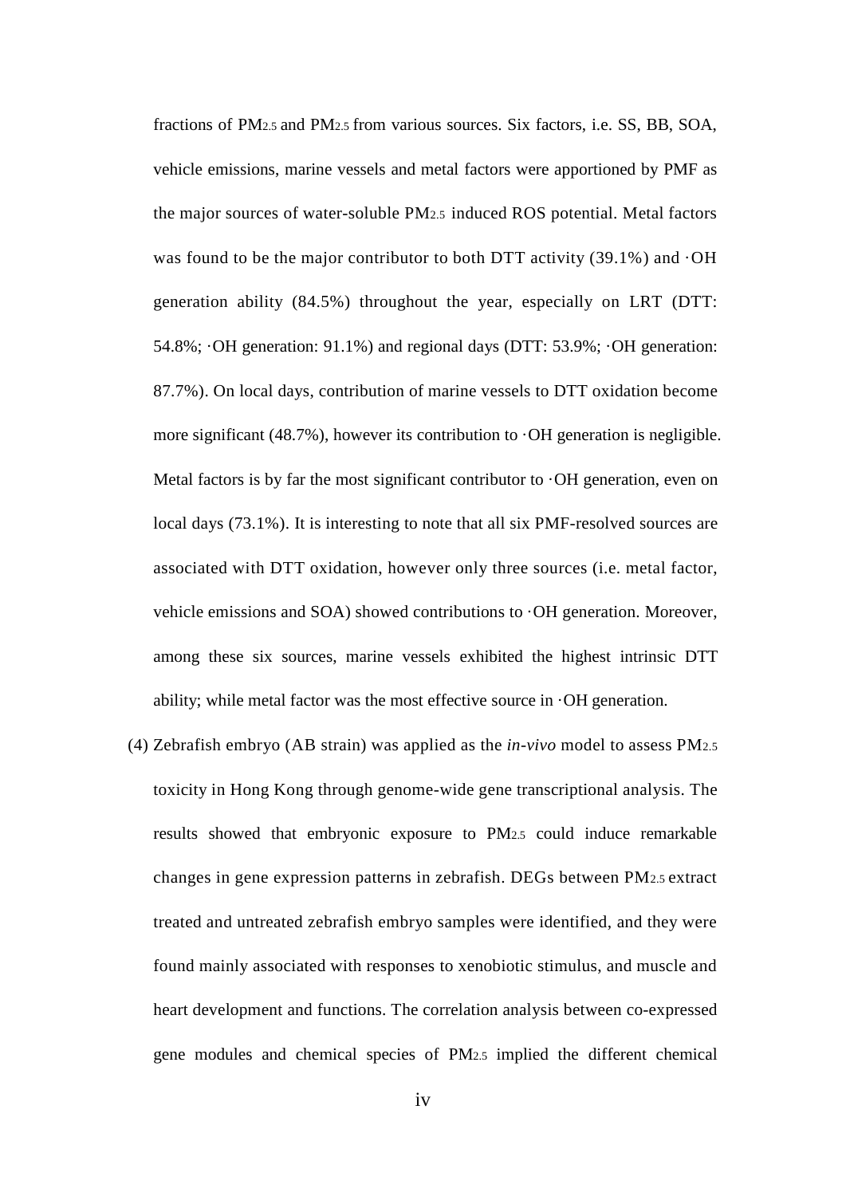fractions of $PM_{2.5}$ and $PM_{2.5}$ from various sources. Six factors, i.e. SS, BB, SOA, vehicle emissions, marine vessels and metal factors were apportioned by PMF as the major sources of water-soluble $PM_{2.5}$ induced ROS potential. Metal factors was found to be the major contributor to both DTT activity (39.1%) and ·OH generation ability (84.5%) throughout the year, especially on LRT (DTT: 54.8%; ·OH generation: 91.1%) and regional days (DTT: 53.9%; ·OH generation: 87.7%). On local days, contribution of marine vessels to DTT oxidation become more significant (48.7%), however its contribution to ·OH generation is negligible. Metal factors is by far the most significant contributor to ·OH generation, even on local days (73.1%). It is interesting to note that all six PMF-resolved sources are associated with DTT oxidation, however only three sources (i.e. metal factor, vehicle emissions and SOA) showed contributions to ·OH generation. Moreover, among these six sources, marine vessels exhibited the highest intrinsic DTT ability; while metal factor was the most effective source in ·OH generation.

(4) Zebrafish embryo (AB strain) was applied as the *in-vivo* model to assess $PM_{2.5}$ toxicity in Hong Kong through genome-wide gene transcriptional analysis. The results showed that embryonic exposure to $PM_{2.5}$ could induce remarkable changes in gene expression patterns in zebrafish. DEGs between $PM_{2.5}$ extract treated and untreated zebrafish embryo samples were identified, and they were found mainly associated with responses to xenobiotic stimulus, and muscle and heart development and functions. The correlation analysis between co-expressed gene modules and chemical species of $PM_{2.5}$ implied the different chemical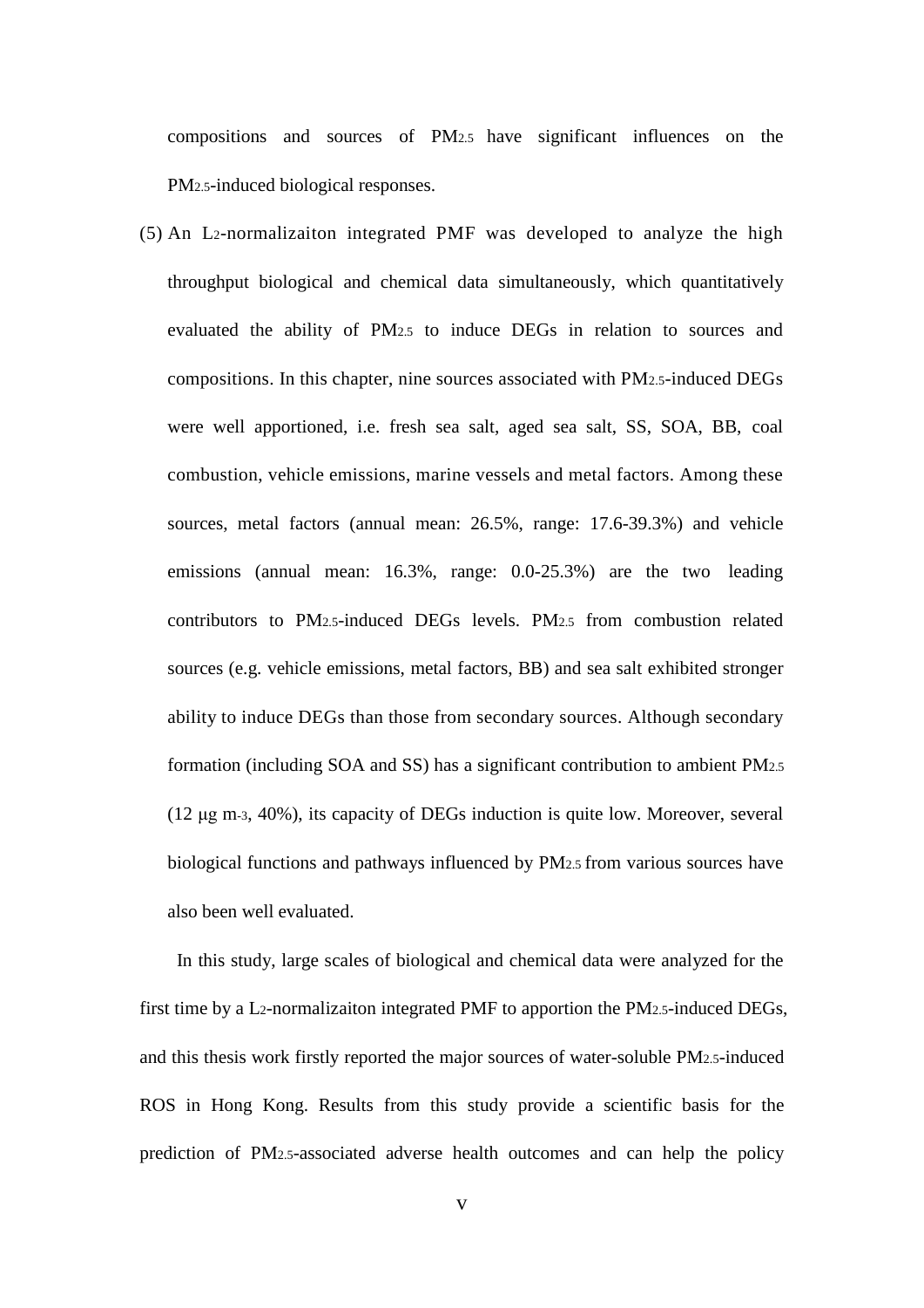compositions and sources of $PM_{2.5}$ have significant influences on the $PM_{2.5}$-induced biological responses.

(5) An $L_2$-normalizaiton integrated PMF was developed to analyze the high throughput biological and chemical data simultaneously, which quantitatively evaluated the ability of $PM_{2.5}$ to induce DEGs in relation to sources and compositions. In this chapter, nine sources associated with $PM_{2.5}$-induced DEGs were well apportioned, i.e. fresh sea salt, aged sea salt, SS, SOA, BB, coal combustion, vehicle emissions, marine vessels and metal factors. Among these sources, metal factors (annual mean: 26.5%, range: 17.6-39.3%) and vehicle emissions (annual mean: 16.3%, range: 0.0-25.3%) are the two leading contributors to $PM_{2.5}$-induced DEGs levels. $PM_{2.5}$ from combustion related sources (e.g. vehicle emissions, metal factors, BB) and sea salt exhibited stronger ability to induce DEGs than those from secondary sources. Although secondary formation (including SOA and SS) has a significant contribution to ambient $PM_{2.5}$ (12 μg $m^{-3}$, 40%), its capacity of DEGs induction is quite low. Moreover, several biological functions and pathways influenced by $PM_{2.5}$ from various sources have also been well evaluated.

In this study, large scales of biological and chemical data were analyzed for the first time by a $L_2$-normalizaiton integrated PMF to apportion the $PM_{2.5}$-induced DEGs, and this thesis work firstly reported the major sources of water-soluble $PM_{2.5}$-induced ROS in Hong Kong. Results from this study provide a scientific basis for the prediction of $PM_{2.5}$-associated adverse health outcomes and can help the policy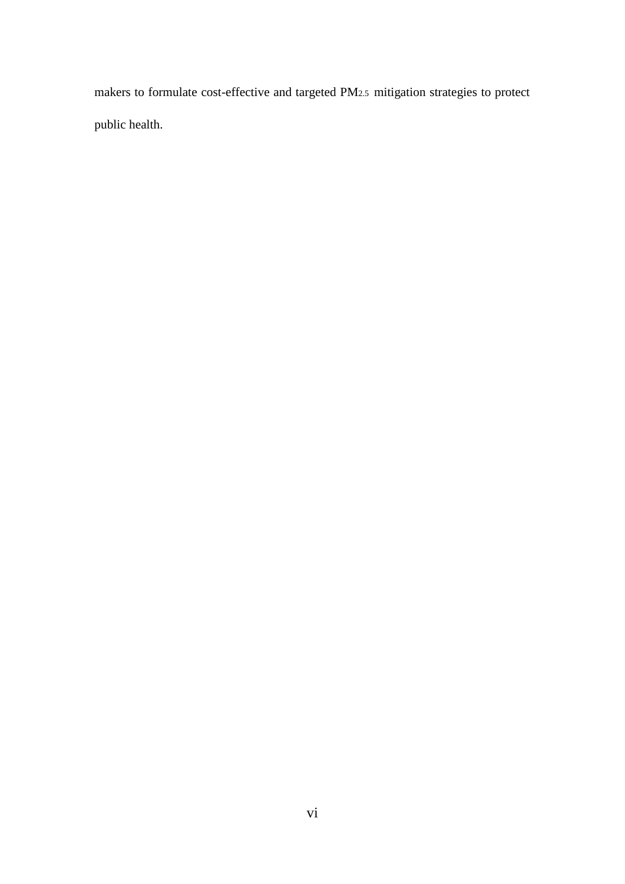makers to formulate cost-effective and targeted $PM_{2.5}$ mitigation strategies to protect public health.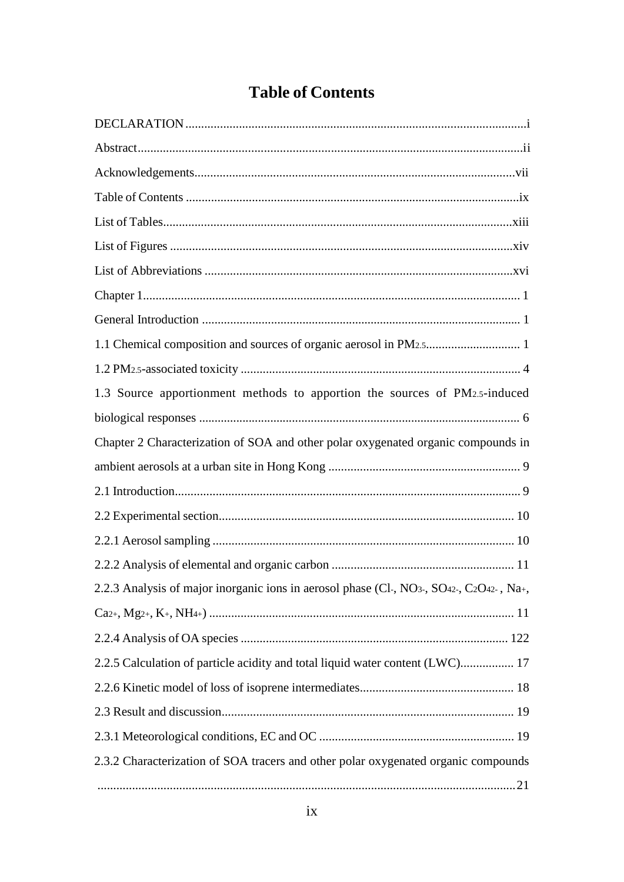# Table of Contents

DECLARATION ........................................................................................................ i

Abstract .................................................................................................................. ii

Acknowledgements ............................................................................................... vii

Table of Contents .................................................................................................. ix

List of Tables ....................................................................................................... xiii

List of Figures ...................................................................................................... xiv

List of Abbreviations ............................................................................................ xvi

Chapter 1 .................................................................................................................. 1

General Introduction ................................................................................................ 1

1.1 Chemical composition and sources of organic aerosol in $PM_{2.5}$ ...................... 1

1.2 $PM_{2.5}$-associated toxicity ................................................................................... 4

1.3 Source apportionment methods to apportion the sources of $PM_{2.5}$-induced biological responses ................................................................................................... 6

Chapter 2 Characterization of SOA and other polar oxygenated organic compounds in ambient aerosols at a urban site in Hong Kong ............................................................ 9

2.1 Introduction ......................................................................................................... 9

2.2 Experimental section .......................................................................................... 10

2.2.1 Aerosol sampling .............................................................................................. 10

2.2.2 Analysis of elemental and organic carbon ........................................................ 11

2.2.3 Analysis of major inorganic ions in aerosol phase ($Cl^-$, $NO_3^-$, $SO_4^{2-}$, $C_2O_4^{2-}$, $Na^+$, $Ca^{2+}$, $Mg^{2+}$, $K^+$, $NH_4^+$) ................................................................................ 11

2.2.4 Analysis of OA species .................................................................................... 122

2.2.5 Calculation of particle acidity and total liquid water content (LWC) ................. 17

2.2.6 Kinetic model of loss of isoprene intermediates ................................................ 18

2.3 Result and discussion ......................................................................................... 19

2.3.1 Meteorological conditions, EC and OC ............................................................ 19

2.3.2 Characterization of SOA tracers and other polar oxygenated organic compounds ................................................................................................................. 21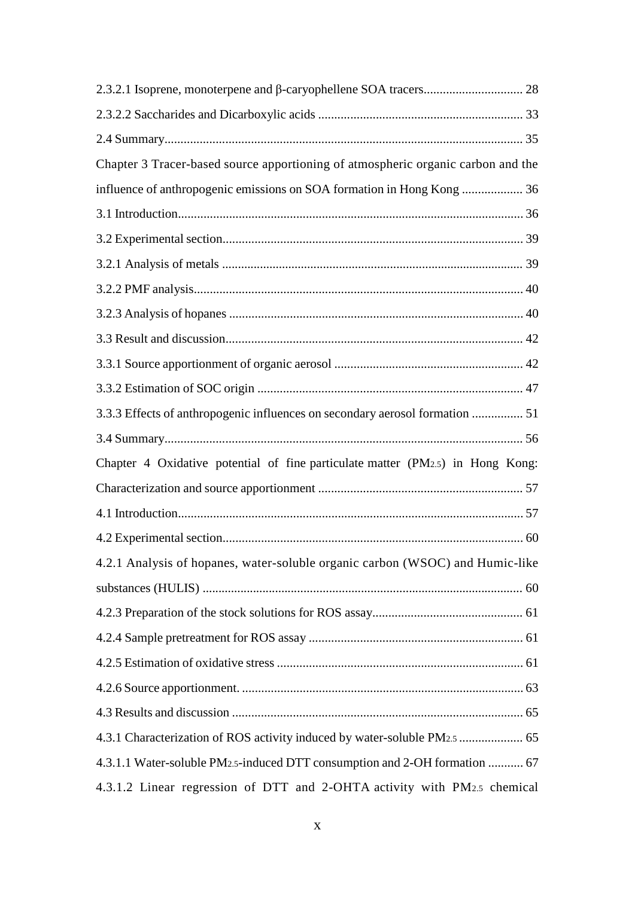2.3.2.1 Isoprene, monoterpene and β-caryophellene SOA tracers............................... 28

2.3.2.2 Saccharides and Dicarboxylic acids ................................................................ 33

2.4 Summary............................................................................................................... 35

Chapter 3 Tracer-based source apportioning of atmospheric organic carbon and the influence of anthropogenic emissions on SOA formation in Hong Kong ................... 36

3.1 Introduction........................................................................................................... 36

3.2 Experimental section............................................................................................. 39

3.2.1 Analysis of metals ............................................................................................. 39

3.2.2 PMF analysis...................................................................................................... 40

3.2.3 Analysis of hopanes ........................................................................................... 40

3.3 Result and discussion............................................................................................ 42

3.3.1 Source apportionment of organic aerosol ........................................................... 42

3.3.2 Estimation of SOC origin ................................................................................... 47

3.3.3 Effects of anthropogenic influences on secondary aerosol formation ................ 51

3.4 Summary............................................................................................................... 56

Chapter 4 Oxidative potential of fine particulate matter ($PM_{2.5}$) in Hong Kong: Characterization and source apportionment ................................................................ 57

4.1 Introduction........................................................................................................... 57

4.2 Experimental section............................................................................................. 60

4.2.1 Analysis of hopanes, water-soluble organic carbon (WSOC) and Humic-like substances (HULIS) .................................................................................................... 60

4.2.3 Preparation of the stock solutions for ROS assay.............................................. 61

4.2.4 Sample pretreatment for ROS assay .................................................................. 61

4.2.5 Estimation of oxidative stress ............................................................................ 61

4.2.6 Source apportionment. ....................................................................................... 63

4.3 Results and discussion .......................................................................................... 65

4.3.1 Characterization of ROS activity induced by water-soluble $PM_{2.5}$ .................... 65

4.3.1.1 Water-soluble $PM_{2.5}$-induced DTT consumption and 2-OH formation ........... 67

4.3.1.2 Linear regression of DTT and 2-OHTA activity with $PM_{2.5}$ chemical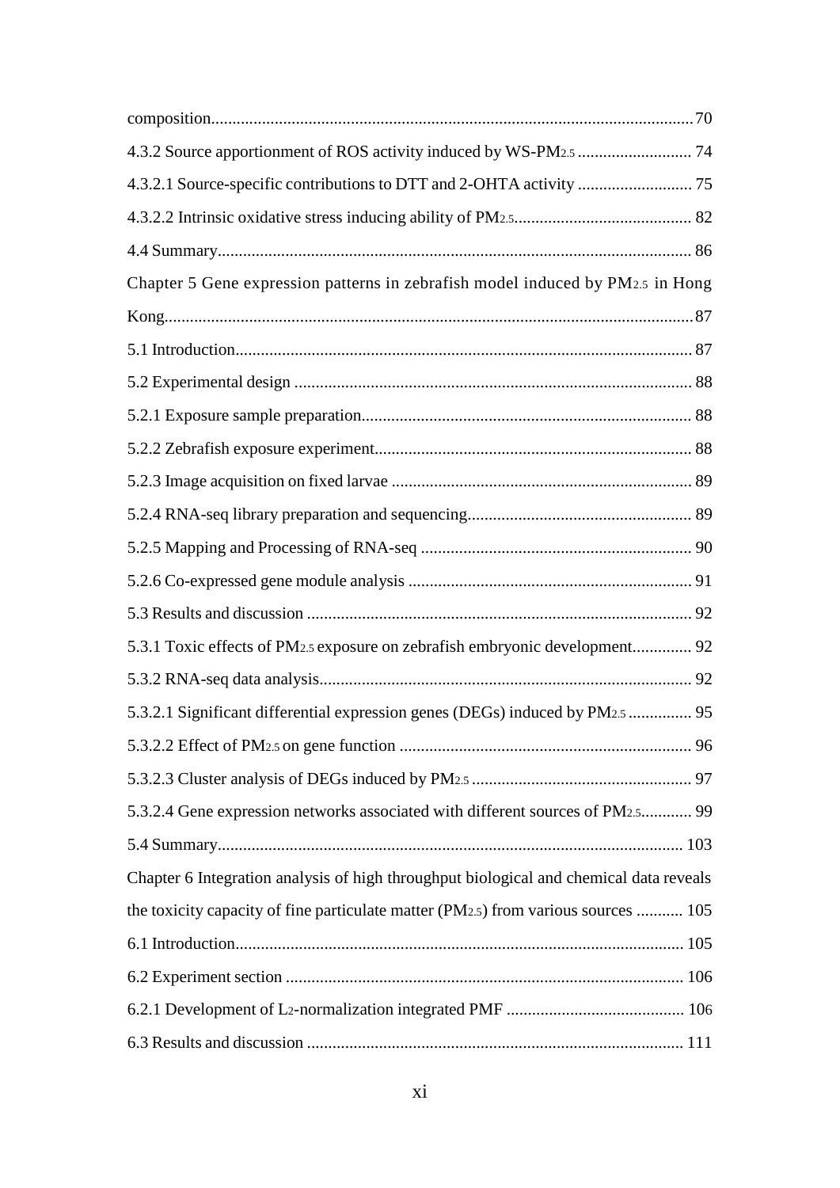composition.................................................................................................................70

4.3.2 Source apportionment of ROS activity induced by WS-$PM_{2.5}$ ........................... 74

4.3.2.1 Source-specific contributions to DTT and 2-OHTA activity ........................... 75

4.3.2.2 Intrinsic oxidative stress inducing ability of $PM_{2.5}$.......................................... 82

4.4 Summary................................................................................................................ 86

Chapter 5 Gene expression patterns in zebrafish model induced by $PM_{2.5}$ in Hong Kong.............................................................................................................................87

5.1 Introduction............................................................................................................ 87

5.2 Experimental design .............................................................................................. 88

5.2.1 Exposure sample preparation.............................................................................. 88

5.2.2 Zebrafish exposure experiment........................................................................... 88

5.2.3 Image acquisition on fixed larvae ....................................................................... 89

5.2.4 RNA-seq library preparation and sequencing..................................................... 89

5.2.5 Mapping and Processing of RNA-seq ................................................................ 90

5.2.6 Co-expressed gene module analysis ................................................................... 91

5.3 Results and discussion ........................................................................................... 92

5.3.1 Toxic effects of $PM_{2.5}$ exposure on zebrafish embryonic development.............. 92

5.3.2 RNA-seq data analysis........................................................................................ 92

5.3.2.1 Significant differential expression genes (DEGs) induced by $PM_{2.5}$ ............... 95

5.3.2.2 Effect of $PM_{2.5}$ on gene function ..................................................................... 96

5.3.2.3 Cluster analysis of DEGs induced by $PM_{2.5}$ .................................................... 97

5.3.2.4 Gene expression networks associated with different sources of $PM_{2.5}$............ 99

5.4 Summary.............................................................................................................. 103

Chapter 6 Integration analysis of high throughput biological and chemical data reveals the toxicity capacity of fine particulate matter ($PM_{2.5}$) from various sources ........... 105

6.1 Introduction.......................................................................................................... 105

6.2 Experiment section .............................................................................................. 106

6.2.1 Development of $L_2$-normalization integrated PMF .......................................... 106

6.3 Results and discussion ......................................................................................... 111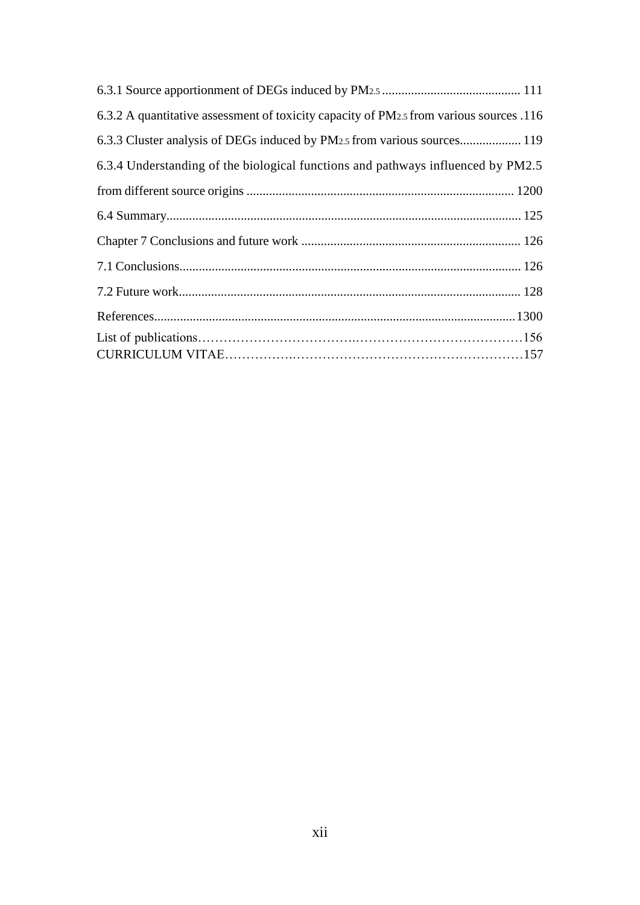6.3.1 Source apportionment of DEGs induced by $PM_{2.5}$ ........................................... 111

6.3.2 A quantitative assessment of toxicity capacity of $PM_{2.5}$ from various sources .116

6.3.3 Cluster analysis of DEGs induced by $PM_{2.5}$ from various sources................... 119

6.3.4 Understanding of the biological functions and pathways influenced by PM2.5 from different source origins .................................................................................. 1200

6.4 Summary............................................................................................................ 125

Chapter 7 Conclusions and future work .................................................................... 126

7.1 Conclusions........................................................................................................ 126

7.2 Future work........................................................................................................ 128

References...............................................................................................................1300

List of publications……………………………….……………………………………156

CURRICULUM VITAE…………….…………………………………………………157